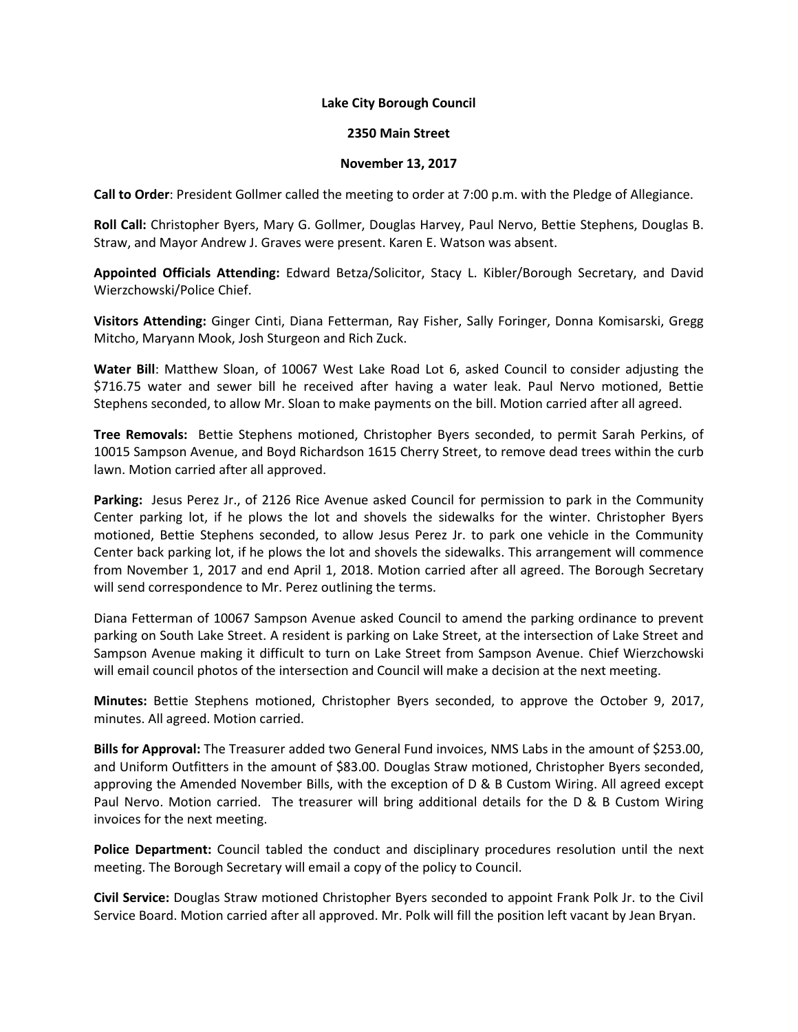**Lake City Borough Council**

**2350 Main Street**

**November 13, 2017**

**Call to Order**: President Gollmer called the meeting to order at 7:00 p.m. with the Pledge of Allegiance.

**Roll Call:** Christopher Byers, Mary G. Gollmer, Douglas Harvey, Paul Nervo, Bettie Stephens, Douglas B. Straw, and Mayor Andrew J. Graves were present. Karen E. Watson was absent.

**Appointed Officials Attending:** Edward Betza/Solicitor, Stacy L. Kibler/Borough Secretary, and David Wierzchowski/Police Chief.

**Visitors Attending:** Ginger Cinti, Diana Fetterman, Ray Fisher, Sally Foringer, Donna Komisarski, Gregg Mitcho, Maryann Mook, Josh Sturgeon and Rich Zuck.

**Water Bill**: Matthew Sloan, of 10067 West Lake Road Lot 6, asked Council to consider adjusting the $716.75 water and sewer bill he received after having a water leak. Paul Nervo motioned, Bettie Stephens seconded, to allow Mr. Sloan to make payments on the bill. Motion carried after all agreed.

**Tree Removals:** Bettie Stephens motioned, Christopher Byers seconded, to permit Sarah Perkins, of 10015 Sampson Avenue, and Boyd Richardson 1615 Cherry Street, to remove dead trees within the curb lawn. Motion carried after all approved.

**Parking:** Jesus Perez Jr., of 2126 Rice Avenue asked Council for permission to park in the Community Center parking lot, if he plows the lot and shovels the sidewalks for the winter. Christopher Byers motioned, Bettie Stephens seconded, to allow Jesus Perez Jr. to park one vehicle in the Community Center back parking lot, if he plows the lot and shovels the sidewalks. This arrangement will commence from November 1, 2017 and end April 1, 2018. Motion carried after all agreed. The Borough Secretary will send correspondence to Mr. Perez outlining the terms.

Diana Fetterman of 10067 Sampson Avenue asked Council to amend the parking ordinance to prevent parking on South Lake Street. A resident is parking on Lake Street, at the intersection of Lake Street and Sampson Avenue making it difficult to turn on Lake Street from Sampson Avenue. Chief Wierzchowski will email council photos of the intersection and Council will make a decision at the next meeting.

**Minutes:** Bettie Stephens motioned, Christopher Byers seconded, to approve the October 9, 2017, minutes. All agreed. Motion carried.

**Bills for Approval:** The Treasurer added two General Fund invoices, NMS Labs in the amount of $253.00, and Uniform Outfitters in the amount of $83.00. Douglas Straw motioned, Christopher Byers seconded, approving the Amended November Bills, with the exception of D & B Custom Wiring. All agreed except Paul Nervo. Motion carried. The treasurer will bring additional details for the D & B Custom Wiring invoices for the next meeting.

**Police Department:** Council tabled the conduct and disciplinary procedures resolution until the next meeting. The Borough Secretary will email a copy of the policy to Council.

**Civil Service:** Douglas Straw motioned Christopher Byers seconded to appoint Frank Polk Jr. to the Civil Service Board. Motion carried after all approved. Mr. Polk will fill the position left vacant by Jean Bryan.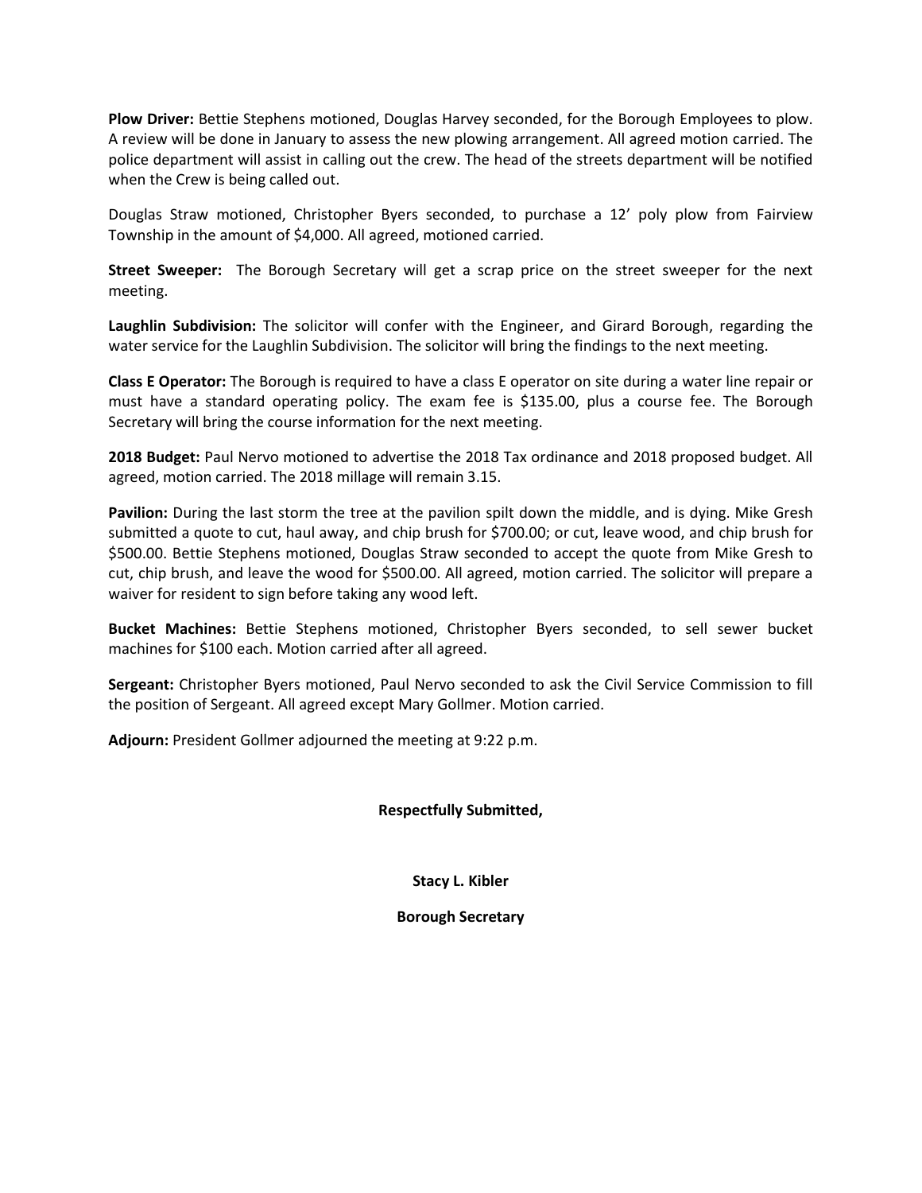**Plow Driver:** Bettie Stephens motioned, Douglas Harvey seconded, for the Borough Employees to plow. A review will be done in January to assess the new plowing arrangement. All agreed motion carried. The police department will assist in calling out the crew. The head of the streets department will be notified when the Crew is being called out.

Douglas Straw motioned, Christopher Byers seconded, to purchase a 12' poly plow from Fairview Township in the amount of $4,000. All agreed, motioned carried.

**Street Sweeper:** The Borough Secretary will get a scrap price on the street sweeper for the next meeting.

**Laughlin Subdivision:** The solicitor will confer with the Engineer, and Girard Borough, regarding the water service for the Laughlin Subdivision. The solicitor will bring the findings to the next meeting.

**Class E Operator:** The Borough is required to have a class E operator on site during a water line repair or must have a standard operating policy. The exam fee is $135.00, plus a course fee. The Borough Secretary will bring the course information for the next meeting.

**2018 Budget:** Paul Nervo motioned to advertise the 2018 Tax ordinance and 2018 proposed budget. All agreed, motion carried. The 2018 millage will remain 3.15.

**Pavilion:** During the last storm the tree at the pavilion spilt down the middle, and is dying. Mike Gresh submitted a quote to cut, haul away, and chip brush for $700.00; or cut, leave wood, and chip brush for $500.00. Bettie Stephens motioned, Douglas Straw seconded to accept the quote from Mike Gresh to cut, chip brush, and leave the wood for $500.00. All agreed, motion carried. The solicitor will prepare a waiver for resident to sign before taking any wood left.

**Bucket Machines:** Bettie Stephens motioned, Christopher Byers seconded, to sell sewer bucket machines for $100 each. Motion carried after all agreed.

**Sergeant:** Christopher Byers motioned, Paul Nervo seconded to ask the Civil Service Commission to fill the position of Sergeant. All agreed except Mary Gollmer. Motion carried.

**Adjourn:** President Gollmer adjourned the meeting at 9:22 p.m.

**Respectfully Submitted,**

**Stacy L. Kibler**

**Borough Secretary**